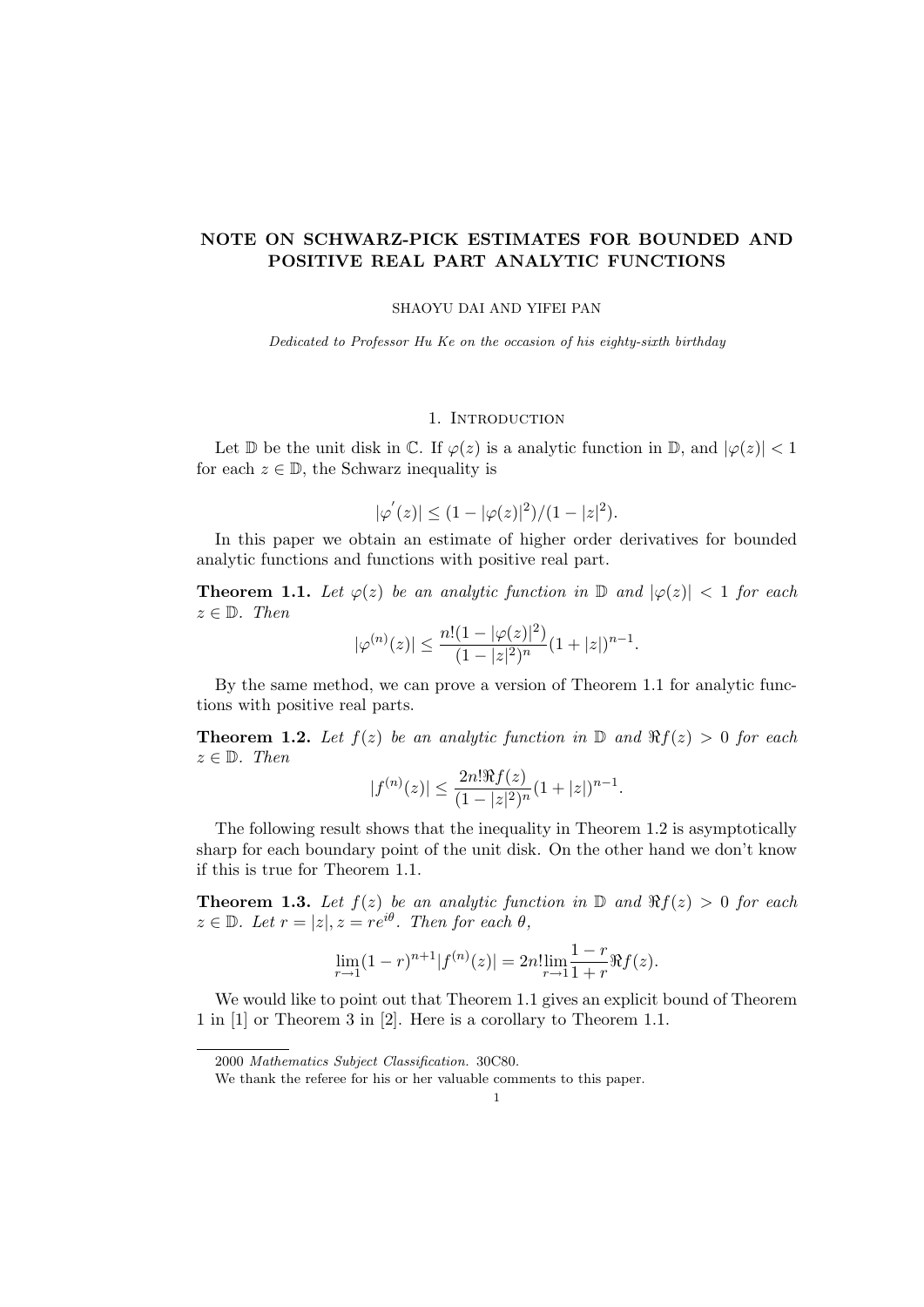# NOTE ON SCHWARZ-PICK ESTIMATES FOR BOUNDED AND POSITIVE REAL PART ANALYTIC FUNCTIONS

SHAOYU DAI AND YIFEI PAN

*Dedicated to Professor Hu Ke on the occasion of his eighty-sixth birthday*

## 1. Introduction

Let $\mathbb{D}$ be the unit disk in $\mathbb{C}$. If $\varphi(z)$ is a analytic function in $\mathbb{D}$, and $|\varphi(z)| < 1$ for each $z \in \mathbb{D}$, the Schwarz inequality is

$$|\varphi^{'}(z)| \leq (1 - |\varphi(z)|^2)/(1 - |z|^2).$$

In this paper we obtain an estimate of higher order derivatives for bounded analytic functions and functions with positive real part.

**Theorem 1.1.** *Let $\varphi(z)$ be an analytic function in $\mathbb{D}$ and $|\varphi(z)| < 1$ for each $z \in \mathbb{D}$. Then*

$$|\varphi^{(n)}(z)| \leq \frac{n!(1 - |\varphi(z)|^2)}{(1 - |z|^2)^n}(1 + |z|)^{n-1}.$$

By the same method, we can prove a version of Theorem 1.1 for analytic functions with positive real parts.

**Theorem 1.2.** *Let $f(z)$ be an analytic function in $\mathbb{D}$ and $\Re f(z) > 0$ for each $z \in \mathbb{D}$. Then*

$$|f^{(n)}(z)| \leq \frac{2n!\Re f(z)}{(1 - |z|^2)^n}(1 + |z|)^{n-1}.$$

The following result shows that the inequality in Theorem 1.2 is asymptotically sharp for each boundary point of the unit disk. On the other hand we don't know if this is true for Theorem 1.1.

**Theorem 1.3.** *Let $f(z)$ be an analytic function in $\mathbb{D}$ and $\Re f(z) > 0$ for each $z \in \mathbb{D}$. Let $r = |z|, z = re^{i\theta}$. Then for each $\theta$,*

$$\lim_{r \to 1}(1 - r)^{n+1}|f^{(n)}(z)| = 2n! \lim_{r \to 1} \frac{1 - r}{1 + r}\Re f(z).$$

We would like to point out that Theorem 1.1 gives an explicit bound of Theorem 1 in [1] or Theorem 3 in [2]. Here is a corollary to Theorem 1.1.

---

2000 *Mathematics Subject Classification.* 30C80.

We thank the referee for his or her valuable comments to this paper.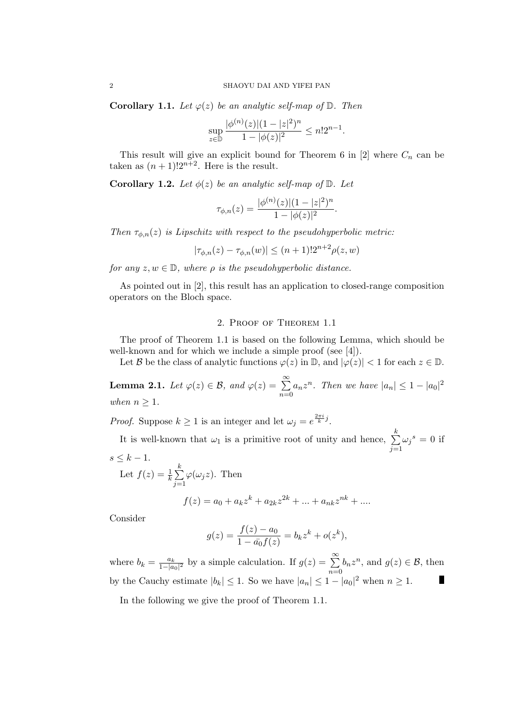**Corollary 1.1.** *Let $\varphi(z)$ be an analytic self-map of $\mathbb{D}$. Then*

$$\sup_{z\in\mathbb{D}} \frac{|\phi^{(n)}(z)|(1-|z|^2)^n}{1-|\phi(z)|^2} \le n!2^{n-1}.$$

This result will give an explicit bound for Theorem 6 in [2] where $C_n$ can be taken as $(n+1)!2^{n+2}$. Here is the result.

**Corollary 1.2.** *Let $\phi(z)$ be an analytic self-map of $\mathbb{D}$. Let*

$$\tau_{\phi,n}(z) = \frac{|\phi^{(n)}(z)|(1-|z|^2)^n}{1-|\phi(z)|^2}.$$

*Then $\tau_{\phi,n}(z)$ is Lipschitz with respect to the pseudohyperbolic metric:*

$$|\tau_{\phi,n}(z) - \tau_{\phi,n}(w)| \le (n+1)!2^{n+2}\rho(z,w)$$

*for any $z, w \in \mathbb{D}$, where $\rho$ is the pseudohyperbolic distance.*

As pointed out in [2], this result has an application to closed-range composition operators on the Bloch space.

## 2. Proof of Theorem 1.1

The proof of Theorem 1.1 is based on the following Lemma, which should be well-known and for which we include a simple proof (see [4]).

Let $\mathcal{B}$ be the class of analytic functions $\varphi(z)$ in $\mathbb{D}$, and $|\varphi(z)| < 1$ for each $z \in \mathbb{D}$.

**Lemma 2.1.** *Let $\varphi(z) \in \mathcal{B}$, and $\varphi(z) = \sum\limits_{n=0}^{\infty} a_n z^n$. Then we have $|a_n| \le 1 - |a_0|^2$ when $n \ge 1$.*

*Proof.* Suppose $k \ge 1$ is an integer and let $\omega_j = e^{\frac{2\pi i}{k}j}$.

It is well-known that $\omega_1$ is a primitive root of unity and hence, $\sum\limits_{j=1}^{k} {\omega_j}^s = 0$ if $s \le k-1$.

Let $f(z) = \frac{1}{k}\sum\limits_{j=1}^{k} \varphi(\omega_j z)$. Then

$$f(z) = a_0 + a_k z^k + a_{2k}z^{2k} + ... + a_{nk}z^{nk} + ....$$

Consider

$$g(z) = \frac{f(z) - a_0}{1 - \bar{a_0} f(z)} = b_k z^k + o(z^k),$$

where $b_k = \frac{a_k}{1-|a_0|^2}$ by a simple calculation. If $g(z) = \sum\limits_{n=0}^{\infty} b_n z^n$, and $g(z) \in \mathcal{B}$, then by the Cauchy estimate $|b_k| \le 1$. So we have $|a_n| \le 1 - |a_0|^2$ when $n \ge 1$. ∎

In the following we give the proof of Theorem 1.1.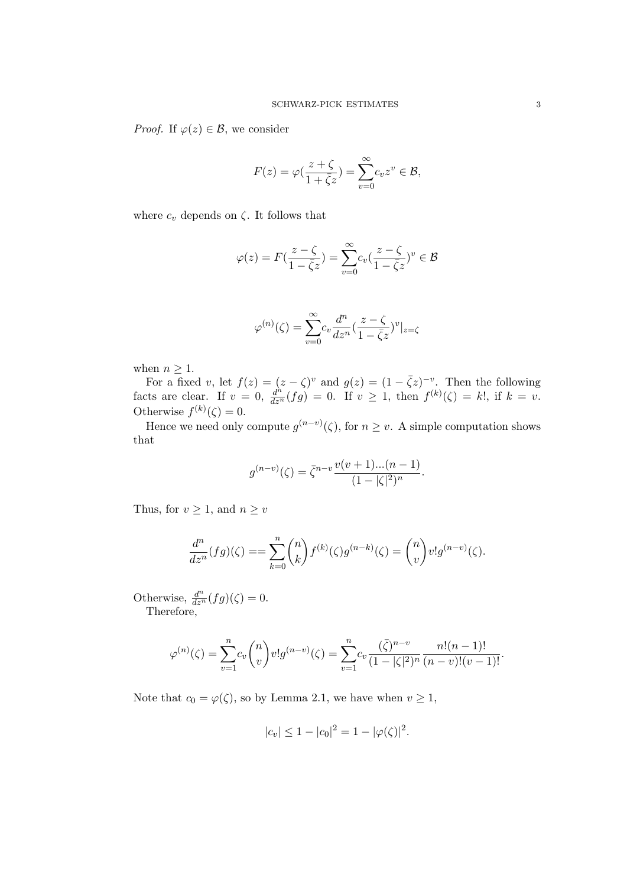*Proof.* If $\varphi(z) \in \mathcal{B}$, we consider

$$F(z) = \varphi(\frac{z+\zeta}{1+\zeta z}) = \sum_{v=0}^{\infty} c_v z^v \in \mathcal{B},$$

where $c_v$ depends on $\zeta$. It follows that

$$\varphi(z) = F(\frac{z-\zeta}{1-\bar{\zeta}z}) = \sum_{v=0}^{\infty} c_v (\frac{z-\zeta}{1-\bar{\zeta}z})^v \in \mathcal{B}$$

$$\varphi^{(n)}(\zeta) = \sum_{v=0}^{\infty} c_v \frac{d^n}{dz^n}(\frac{z-\zeta}{1-\bar{\zeta}z})^v|_{z=\zeta}$$

when $n \geq 1$.

For a fixed $v$, let $f(z) = (z-\zeta)^v$ and $g(z) = (1-\bar{\zeta}z)^{-v}$. Then the following facts are clear. If $v = 0$, $\frac{d^n}{dz^n}(fg) = 0$. If $v \geq 1$, then $f^{(k)}(\zeta) = k!$, if $k = v$. Otherwise $f^{(k)}(\zeta) = 0$.

Hence we need only compute $g^{(n-v)}(\zeta)$, for $n \geq v$. A simple computation shows that

$$g^{(n-v)}(\zeta) = \bar{\zeta}^{n-v} \frac{v(v+1)...(n-1)}{(1-|\zeta|^2)^n}.$$

Thus, for $v \geq 1$, and $n \geq v$

$$\frac{d^n}{dz^n}(fg)(\zeta) == \sum_{k=0}^{n} \binom{n}{k} f^{(k)}(\zeta) g^{(n-k)}(\zeta) = \binom{n}{v} v! g^{(n-v)}(\zeta).$$

Otherwise, $\frac{d^n}{dz^n}(fg)(\zeta) = 0$.

Therefore,

$$\varphi^{(n)}(\zeta) = \sum_{v=1}^{n} c_v \binom{n}{v} v! g^{(n-v)}(\zeta) = \sum_{v=1}^{n} c_v \frac{(\bar{\zeta})^{n-v}}{(1-|\zeta|^2)^n} \frac{n!(n-1)!}{(n-v)!(v-1)!}.$$

Note that $c_0 = \varphi(\zeta)$, so by Lemma 2.1, we have when $v \geq 1$,

$$|c_v| \leq 1 - |c_0|^2 = 1 - |\varphi(\zeta)|^2.$$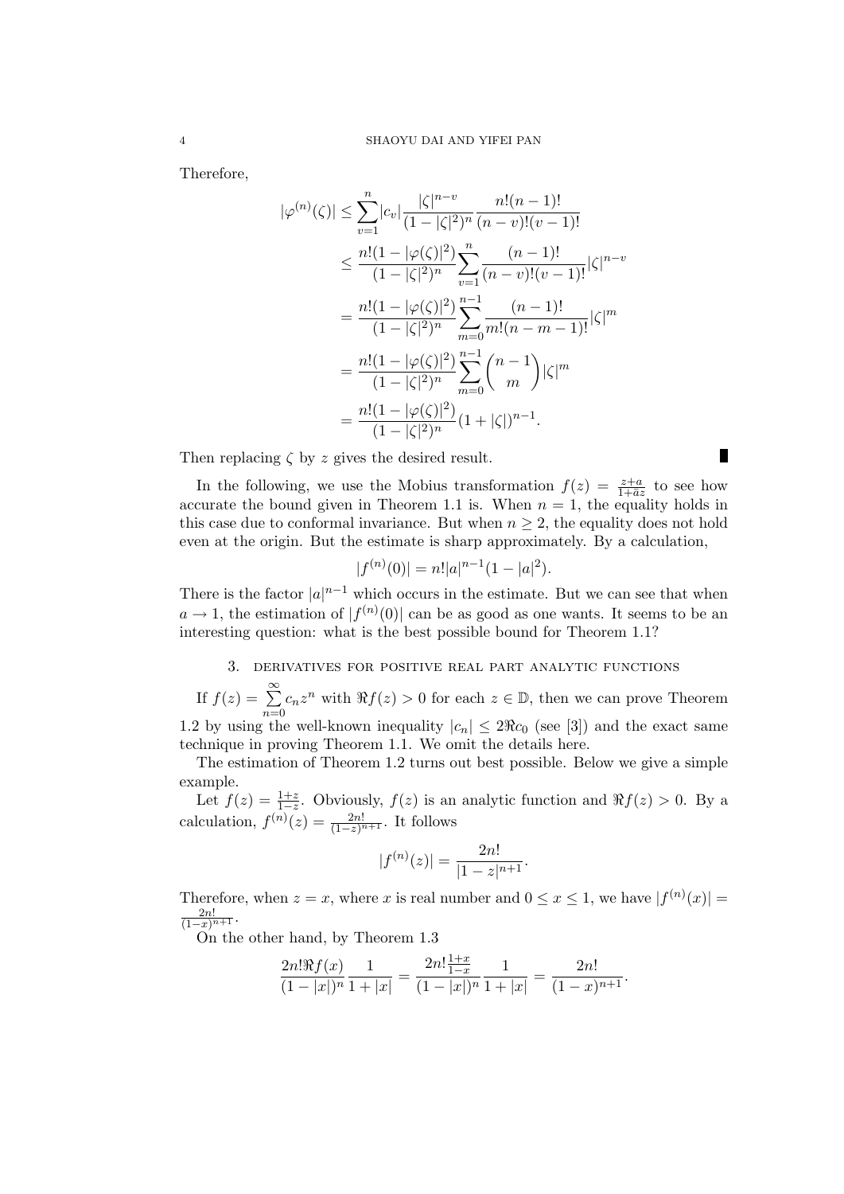Therefore,

$$
\begin{aligned}
|\varphi^{(n)}(\zeta)| &\leq \sum_{v=1}^{n} |c_v| \frac{|\zeta|^{n-v}}{(1-|\zeta|^2)^n} \frac{n!(n-1)!}{(n-v)!(v-1)!} \\
&\leq \frac{n!(1-|\varphi(\zeta)|^2)}{(1-|\zeta|^2)^n} \sum_{v=1}^{n} \frac{(n-1)!}{(n-v)!(v-1)!} |\zeta|^{n-v} \\
&= \frac{n!(1-|\varphi(\zeta)|^2)}{(1-|\zeta|^2)^n} \sum_{m=0}^{n-1} \frac{(n-1)!}{m!(n-m-1)!} |\zeta|^m \\
&= \frac{n!(1-|\varphi(\zeta)|^2)}{(1-|\zeta|^2)^n} \sum_{m=0}^{n-1} \binom{n-1}{m} |\zeta|^m \\
&= \frac{n!(1-|\varphi(\zeta)|^2)}{(1-|\zeta|^2)^n} (1+|\zeta|)^{n-1}.
\end{aligned}
$$

Then replacing $\zeta$ by $z$ gives the desired result. ∎

In the following, we use the Mobius transformation $f(z) = \frac{z+a}{1+\bar{a}z}$ to see how accurate the bound given in Theorem 1.1 is. When $n = 1$, the equality holds in this case due to conformal invariance. But when $n \geq 2$, the equality does not hold even at the origin. But the estimate is sharp approximately. By a calculation,

$$|f^{(n)}(0)| = n!|a|^{n-1}(1-|a|^2).$$

There is the factor $|a|^{n-1}$ which occurs in the estimate. But we can see that when $a \to 1$, the estimation of $|f^{(n)}(0)|$ can be as good as one wants. It seems to be an interesting question: what is the best possible bound for Theorem 1.1?

## 3. Derivatives for positive real part analytic functions

If $f(z) = \sum_{n=0}^{\infty} c_n z^n$ with $\Re f(z) > 0$ for each $z \in \mathbb{D}$, then we can prove Theorem 1.2 by using the well-known inequality $|c_n| \leq 2\Re c_0$ (see [3]) and the exact same technique in proving Theorem 1.1. We omit the details here.

The estimation of Theorem 1.2 turns out best possible. Below we give a simple example.

Let $f(z) = \frac{1+z}{1-z}$. Obviously, $f(z)$ is an analytic function and $\Re f(z) > 0$. By a calculation, $f^{(n)}(z) = \frac{2n!}{(1-z)^{n+1}}$. It follows

$$|f^{(n)}(z)| = \frac{2n!}{|1-z|^{n+1}}.$$

Therefore, when $z = x$, where $x$ is real number and $0 \leq x \leq 1$, we have $|f^{(n)}(x)| = \frac{2n!}{(1-x)^{n+1}}$.

On the other hand, by Theorem 1.3

$$\frac{2n!\Re f(x)}{(1-|x|)^n} \frac{1}{1+|x|} = \frac{2n! \frac{1+x}{1-x}}{(1-|x|)^n} \frac{1}{1+|x|} = \frac{2n!}{(1-x)^{n+1}}.$$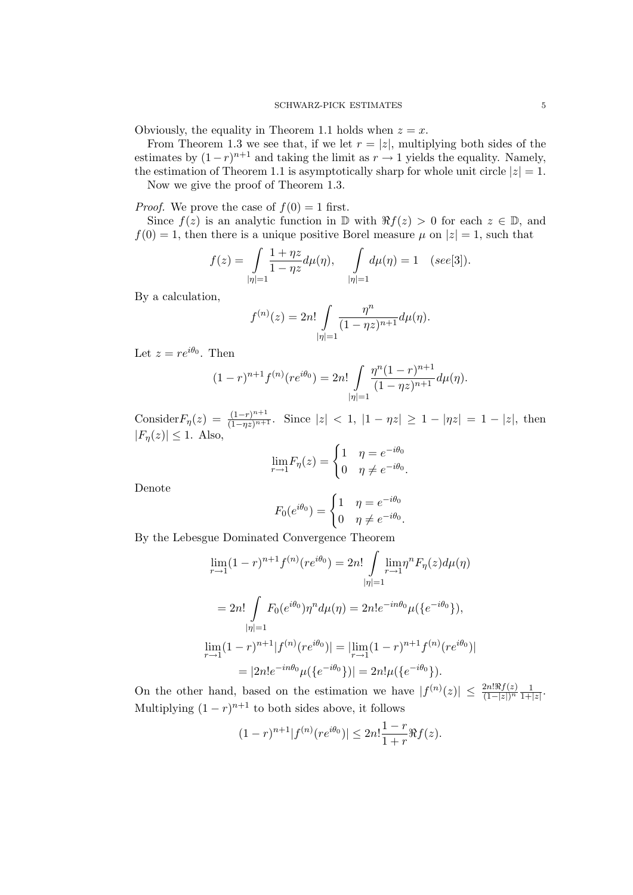Obviously, the equality in Theorem 1.1 holds when $z = x$.

From Theorem 1.3 we see that, if we let $r = |z|$, multiplying both sides of the estimates by $(1-r)^{n+1}$ and taking the limit as $r \to 1$ yields the equality. Namely, the estimation of Theorem 1.1 is asymptotically sharp for whole unit circle $|z| = 1$.

Now we give the proof of Theorem 1.3.

*Proof.* We prove the case of $f(0) = 1$ first.

Since $f(z)$ is an analytic function in $\mathbb{D}$ with $\Re f(z) > 0$ for each $z \in \mathbb{D}$, and $f(0) = 1$, then there is a unique positive Borel measure $\mu$ on $|z| = 1$, such that

$$f(z) = \int\limits_{|\eta|=1} \frac{1+\eta z}{1-\eta z} d\mu(\eta), \quad \int\limits_{|\eta|=1} d\mu(\eta) = 1 \quad (see[3]).$$

By a calculation,

$$f^{(n)}(z) = 2n! \int\limits_{|\eta|=1} \frac{\eta^n}{(1-\eta z)^{n+1}} d\mu(\eta).$$

Let $z = re^{i\theta_0}$. Then

$$(1-r)^{n+1} f^{(n)}(re^{i\theta_0}) = 2n! \int\limits_{|\eta|=1} \frac{\eta^n (1-r)^{n+1}}{(1-\eta z)^{n+1}} d\mu(\eta).$$

Consider$F_\eta(z) = \frac{(1-r)^{n+1}}{(1-\eta z)^{n+1}}$. Since $|z| < 1$, $|1-\eta z| \geq 1 - |\eta z| = 1 - |z|$, then $|F_\eta(z)| \leq 1$. Also,

$$\lim_{r\to 1} F_\eta(z) = \begin{cases} 1 & \eta = e^{-i\theta_0} \\ 0 & \eta \neq e^{-i\theta_0}. \end{cases}$$

Denote

$$F_0(e^{i\theta_0}) = \begin{cases} 1 & \eta = e^{-i\theta_0} \\ 0 & \eta \neq e^{-i\theta_0}. \end{cases}$$

By the Lebesgue Dominated Convergence Theorem

$$\lim_{r\to 1} (1-r)^{n+1} f^{(n)}(re^{i\theta_0}) = 2n! \int\limits_{|\eta|=1} \lim_{r\to 1} \eta^n F_\eta(z) d\mu(\eta)$$

$$= 2n! \int\limits_{|\eta|=1} F_0(e^{i\theta_0}) \eta^n d\mu(\eta) = 2n! e^{-in\theta_0} \mu(\{e^{-i\theta_0}\}),$$

$$\lim_{r\to 1} (1-r)^{n+1} |f^{(n)}(re^{i\theta_0})| = |\lim_{r\to 1} (1-r)^{n+1} f^{(n)}(re^{i\theta_0})|$$

$$= |2n! e^{-in\theta_0} \mu(\{e^{-i\theta_0}\})| = 2n! \mu(\{e^{-i\theta_0}\}).$$

On the other hand, based on the estimation we have $|f^{(n)}(z)| \leq \frac{2n! \Re f(z)}{(1-|z|)^n} \frac{1}{1+|z|}$. Multiplying $(1-r)^{n+1}$ to both sides above, it follows

$$(1-r)^{n+1} |f^{(n)}(re^{i\theta_0})| \leq 2n! \frac{1-r}{1+r} \Re f(z).$$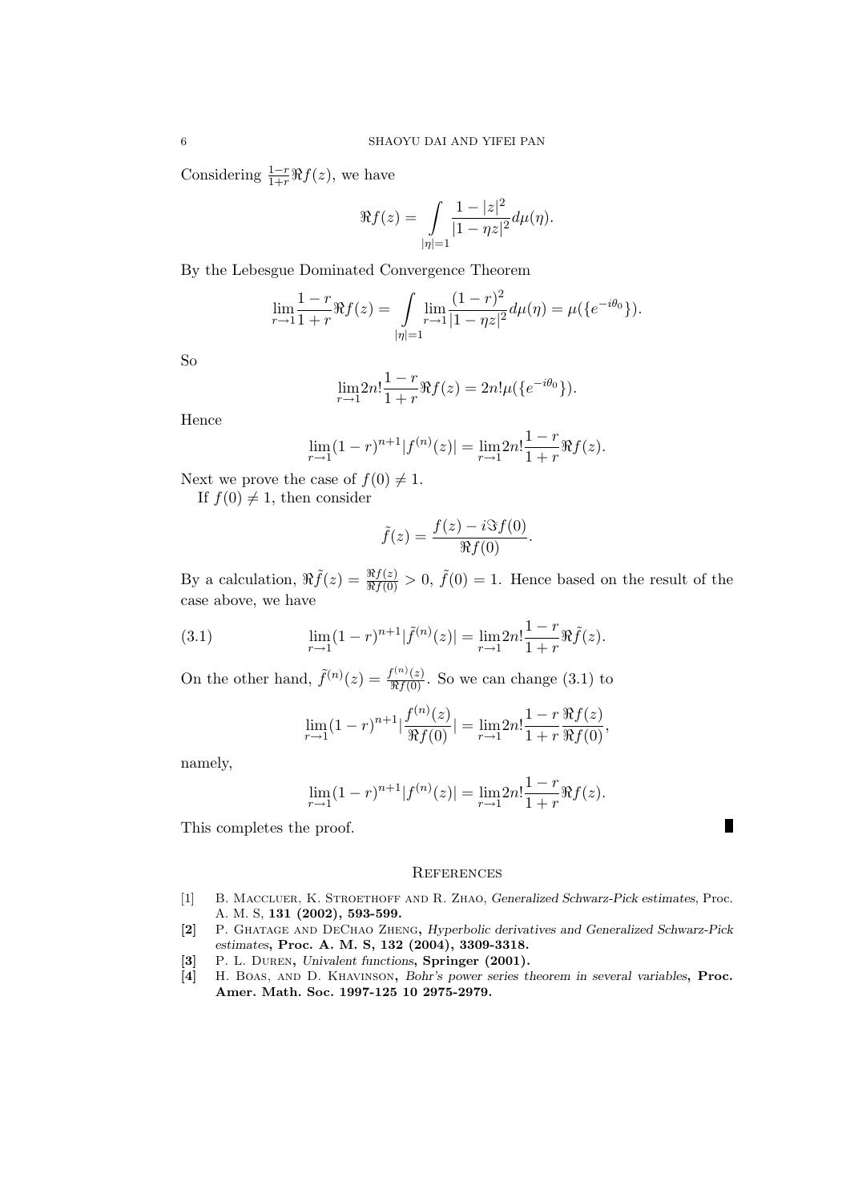Considering $\frac{1-r}{1+r}\Re f(z)$, we have

$$\Re f(z) = \int\limits_{|\eta|=1} \frac{1-|z|^2}{|1-\eta z|^2} d\mu(\eta).$$

By the Lebesgue Dominated Convergence Theorem

$$\lim_{r\to 1}\frac{1-r}{1+r}\Re f(z) = \int\limits_{|\eta|=1} \lim_{r\to 1}\frac{(1-r)^2}{|1-\eta z|^2} d\mu(\eta) = \mu(\{e^{-i\theta_0}\}).$$

So

$$\lim_{r\to 1} 2n! \frac{1-r}{1+r}\Re f(z) = 2n!\mu(\{e^{-i\theta_0}\}).$$

Hence

$$\lim_{r\to 1}(1-r)^{n+1}|f^{(n)}(z)| = \lim_{r\to 1} 2n! \frac{1-r}{1+r}\Re f(z).$$

Next we prove the case of $f(0) \neq 1$.

If $f(0) \neq 1$, then consider

$$\tilde{f}(z) = \frac{f(z) - i\Im f(0)}{\Re f(0)}.$$

By a calculation, $\Re \tilde{f}(z) = \frac{\Re f(z)}{\Re f(0)} > 0$, $\tilde{f}(0) = 1$. Hence based on the result of the case above, we have

$$\lim_{r\to 1}(1-r)^{n+1}|\tilde{f}^{(n)}(z)| = \lim_{r\to 1} 2n! \frac{1-r}{1+r}\Re \tilde{f}(z). \tag{3.1}$$

On the other hand, $\tilde{f}^{(n)}(z) = \frac{f^{(n)}(z)}{\Re f(0)}$. So we can change (3.1) to

$$\lim_{r\to 1}(1-r)^{n+1}\left|\frac{f^{(n)}(z)}{\Re f(0)}\right| = \lim_{r\to 1} 2n! \frac{1-r}{1+r}\frac{\Re f(z)}{\Re f(0)},$$

namely,

$$\lim_{r\to 1}(1-r)^{n+1}|f^{(n)}(z)| = \lim_{r\to 1} 2n! \frac{1-r}{1+r}\Re f(z).$$

This completes the proof. ∎

## References

[1] B. MacCluer, K. Stroethoff and R. Zhao, *Generalized Schwarz-Pick estimates*, Proc. A. M. S, **131 (2002), 593-599.**

[2] P. Ghatage and DeChao Zheng, *Hyperbolic derivatives and Generalized Schwarz-Pick estimates*, **Proc. A. M. S, 132 (2004), 3309-3318.**

[3] P. L. Duren, *Univalent functions*, **Springer (2001).**

[4] H. Boas, and D. Khavinson, *Bohr's power series theorem in several variables*, **Proc. Amer. Math. Soc. 1997-125 10 2975-2979.**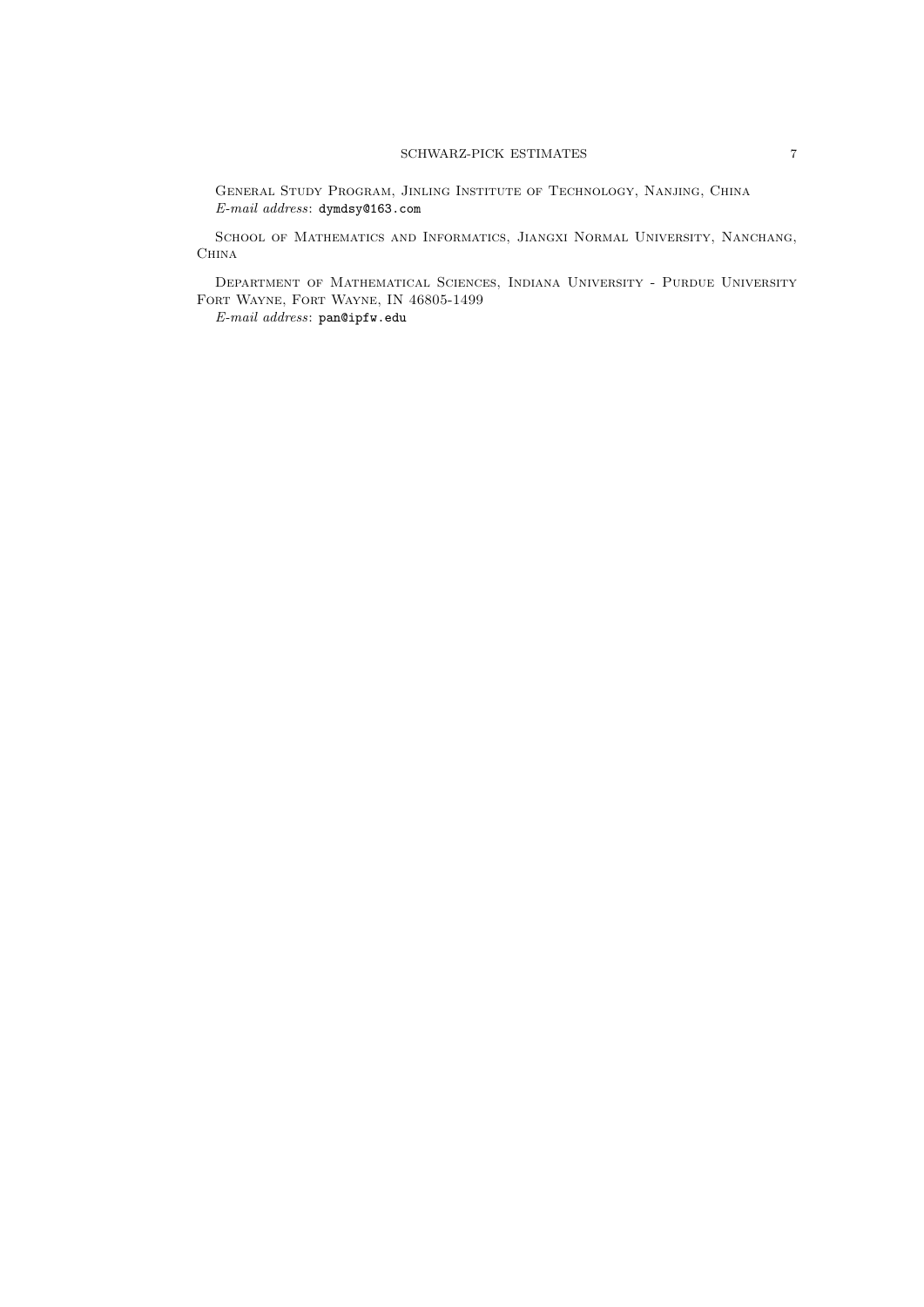General Study Program, Jinling Institute of Technology, Nanjing, China
*E-mail address*: dymdsy@163.com

School of Mathematics and Informatics, Jiangxi Normal University, Nanchang, China

Department of Mathematical Sciences, Indiana University - Purdue University Fort Wayne, Fort Wayne, IN 46805-1499
*E-mail address*: pan@ipfw.edu